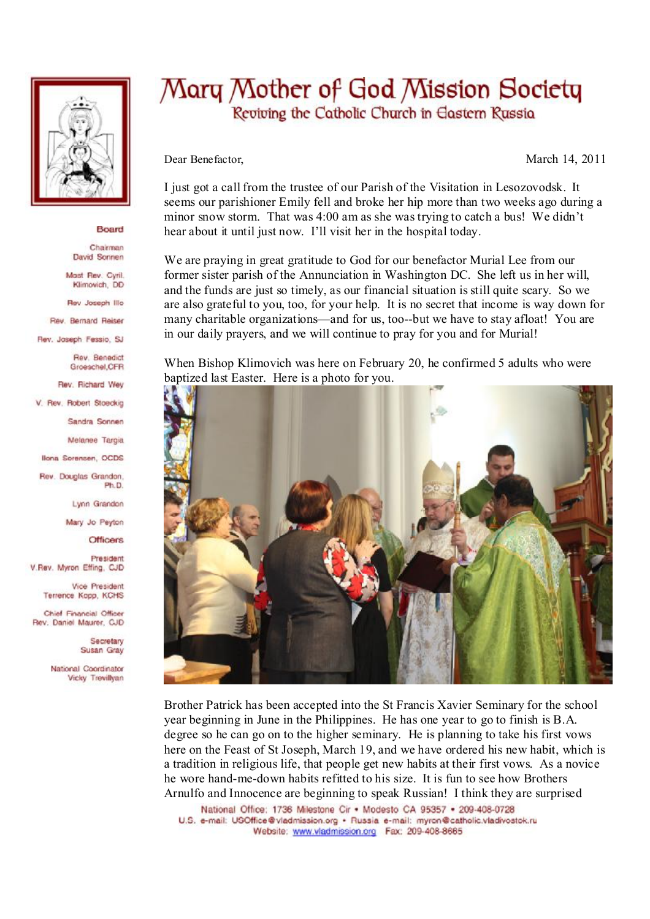# Mary Mother of God Mission Society

## Reviving the Catholic Church in Eastern Russia

**Board**

Chairman
David Sonnen

Most Rev. Cyril Klimovich, DD

Rev Joseph Illo

Rev. Bernard Reiser

Rev. Joseph Fessio, SJ

Rev. Benedict Groeschel, CFR

Rev. Richard Wey

V. Rev. Robert Stoeckig

Sandra Sonnen

Melanee Targia

Ilona Sorensen, OCDS

Rev. Douglas Grandon, Ph.D.

Lynn Grandon

Mary Jo Peyton

**Officers**

President
V.Rev. Myron Effing, CJD

Vice President
Terrence Kopp, KCHS

Chief Financial Officer
Rev. Daniel Maurer, CJD

Secretary
Susan Gray

National Coordinator
Vicky Trevillyan

Dear Benefactor,

March 14, 2011

I just got a call from the trustee of our Parish of the Visitation in Lesozovodsk. It seems our parishioner Emily fell and broke her hip more than two weeks ago during a minor snow storm. That was 4:00 am as she was trying to catch a bus! We didn't hear about it until just now. I'll visit her in the hospital today.

We are praying in great gratitude to God for our benefactor Murial Lee from our former sister parish of the Annunciation in Washington DC. She left us in her will, and the funds are just so timely, as our financial situation is still quite scary. So we are also grateful to you, too, for your help. It is no secret that income is way down for many charitable organizations—and for us, too--but we have to stay afloat! You are in our daily prayers, and we will continue to pray for you and for Murial!

When Bishop Klimovich was here on February 20, he confirmed 5 adults who were baptized last Easter. Here is a photo for you.

Brother Patrick has been accepted into the St Francis Xavier Seminary for the school year beginning in June in the Philippines. He has one year to go to finish is B.A. degree so he can go on to the higher seminary. He is planning to take his first vows here on the Feast of St Joseph, March 19, and we have ordered his new habit, which is a tradition in religious life, that people get new habits at their first vows. As a novice he wore hand-me-down habits refitted to his size. It is fun to see how Brothers Arnulfo and Innocence are beginning to speak Russian! I think they are surprised

National Office: 1736 Milestone Cir • Modesto CA 95357 • 209-408-0728
U.S. e-mail: USOffice@vladmission.org • Russia e-mail: myron@catholic.vladivostok.ru
Website: www.vladmission.org Fax: 209-408-8665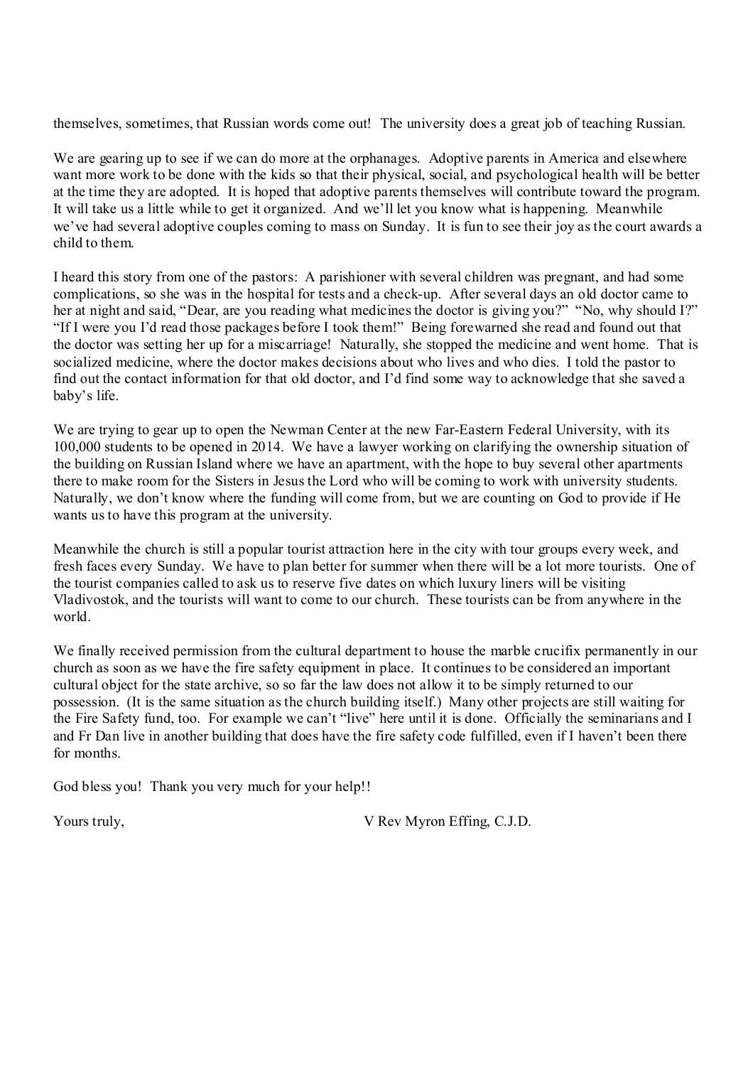themselves, sometimes, that Russian words come out! The university does a great job of teaching Russian.

We are gearing up to see if we can do more at the orphanages. Adoptive parents in America and elsewhere want more work to be done with the kids so that their physical, social, and psychological health will be better at the time they are adopted. It is hoped that adoptive parents themselves will contribute toward the program. It will take us a little while to get it organized. And we'll let you know what is happening. Meanwhile we've had several adoptive couples coming to mass on Sunday. It is fun to see their joy as the court awards a child to them.

I heard this story from one of the pastors: A parishioner with several children was pregnant, and had some complications, so she was in the hospital for tests and a check-up. After several days an old doctor came to her at night and said, "Dear, are you reading what medicines the doctor is giving you?" "No, why should I?" "If I were you I'd read those packages before I took them!" Being forewarned she read and found out that the doctor was setting her up for a miscarriage! Naturally, she stopped the medicine and went home. That is socialized medicine, where the doctor makes decisions about who lives and who dies. I told the pastor to find out the contact information for that old doctor, and I'd find some way to acknowledge that she saved a baby's life.

We are trying to gear up to open the Newman Center at the new Far-Eastern Federal University, with its 100,000 students to be opened in 2014. We have a lawyer working on clarifying the ownership situation of the building on Russian Island where we have an apartment, with the hope to buy several other apartments there to make room for the Sisters in Jesus the Lord who will be coming to work with university students. Naturally, we don't know where the funding will come from, but we are counting on God to provide if He wants us to have this program at the university.

Meanwhile the church is still a popular tourist attraction here in the city with tour groups every week, and fresh faces every Sunday. We have to plan better for summer when there will be a lot more tourists. One of the tourist companies called to ask us to reserve five dates on which luxury liners will be visiting Vladivostok, and the tourists will want to come to our church. These tourists can be from anywhere in the world.

We finally received permission from the cultural department to house the marble crucifix permanently in our church as soon as we have the fire safety equipment in place. It continues to be considered an important cultural object for the state archive, so so far the law does not allow it to be simply returned to our possession. (It is the same situation as the church building itself.) Many other projects are still waiting for the Fire Safety fund, too. For example we can't "live" here until it is done. Officially the seminarians and I and Fr Dan live in another building that does have the fire safety code fulfilled, even if I haven't been there for months.

God bless you! Thank you very much for your help!!

Yours truly,

V Rev Myron Effing, C.J.D.